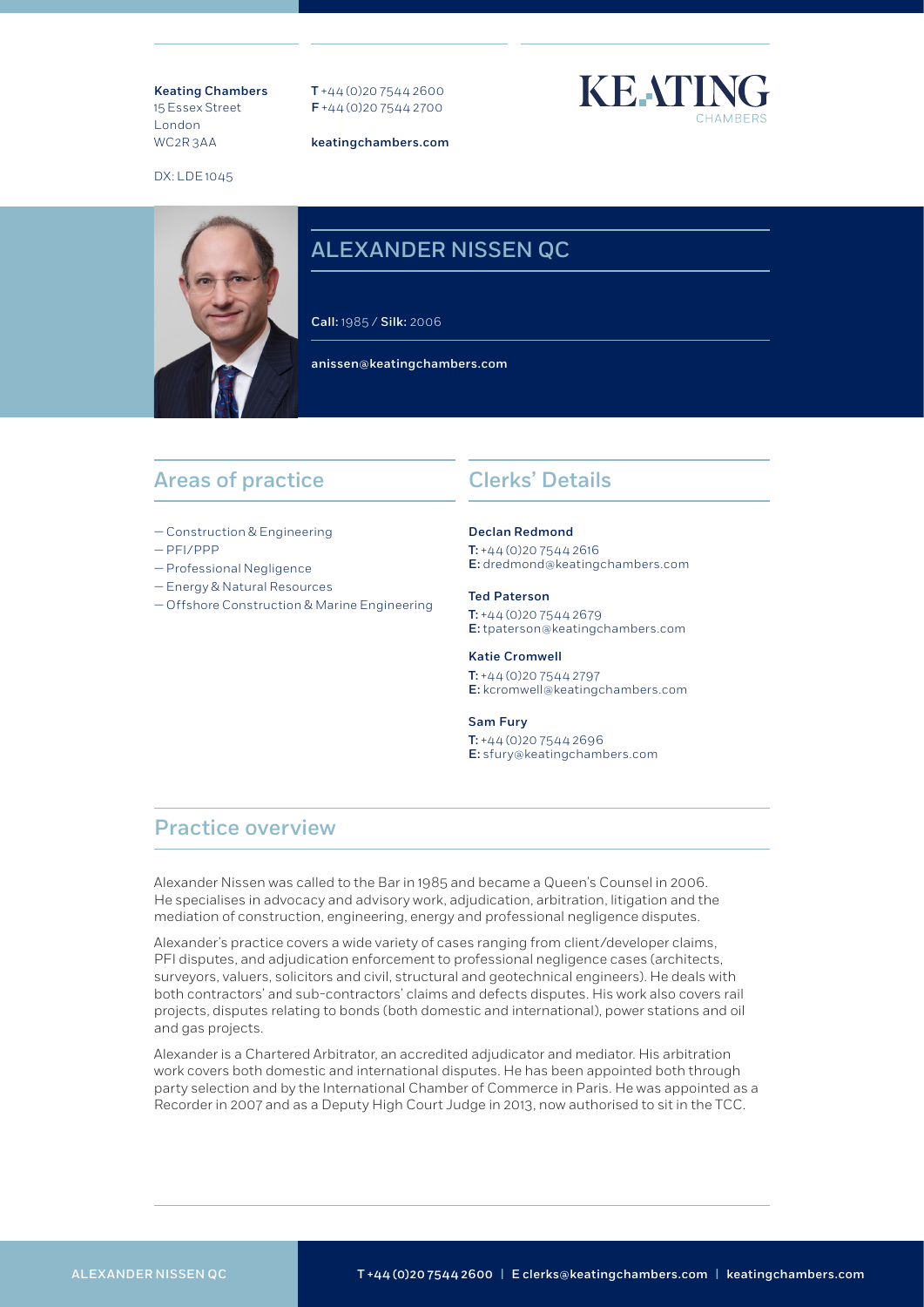**Keating Chambers**
15 Essex Street
London
WC2R 3AA

DX: LDE 1045

**T** +44 (0)20 7544 2600
**F** +44 (0)20 7544 2700

**keatingchambers.com**

KEATING CHAMBERS

# ALEXANDER NISSEN QC

**Call:** 1985 / **Silk:** 2006

**anissen@keatingchambers.com**

## Areas of practice

- Construction & Engineering
- PFI/PPP
- Professional Negligence
- Energy & Natural Resources
- Offshore Construction & Marine Engineering

## Clerks' Details

**Declan Redmond**
**T:** +44 (0)20 7544 2616
**E:** dredmond@keatingchambers.com

**Ted Paterson**
**T:** +44 (0)20 7544 2679
**E:** tpaterson@keatingchambers.com

**Katie Cromwell**
**T:** +44 (0)20 7544 2797
**E:** kcromwell@keatingchambers.com

**Sam Fury**
**T:** +44 (0)20 7544 2696
**E:** sfury@keatingchambers.com

## Practice overview

Alexander Nissen was called to the Bar in 1985 and became a Queen's Counsel in 2006. He specialises in advocacy and advisory work, adjudication, arbitration, litigation and the mediation of construction, engineering, energy and professional negligence disputes.

Alexander's practice covers a wide variety of cases ranging from client/developer claims, PFI disputes, and adjudication enforcement to professional negligence cases (architects, surveyors, valuers, solicitors and civil, structural and geotechnical engineers). He deals with both contractors' and sub-contractors' claims and defects disputes. His work also covers rail projects, disputes relating to bonds (both domestic and international), power stations and oil and gas projects.

Alexander is a Chartered Arbitrator, an accredited adjudicator and mediator. His arbitration work covers both domestic and international disputes. He has been appointed both through party selection and by the International Chamber of Commerce in Paris. He was appointed as a Recorder in 2007 and as a Deputy High Court Judge in 2013, now authorised to sit in the TCC.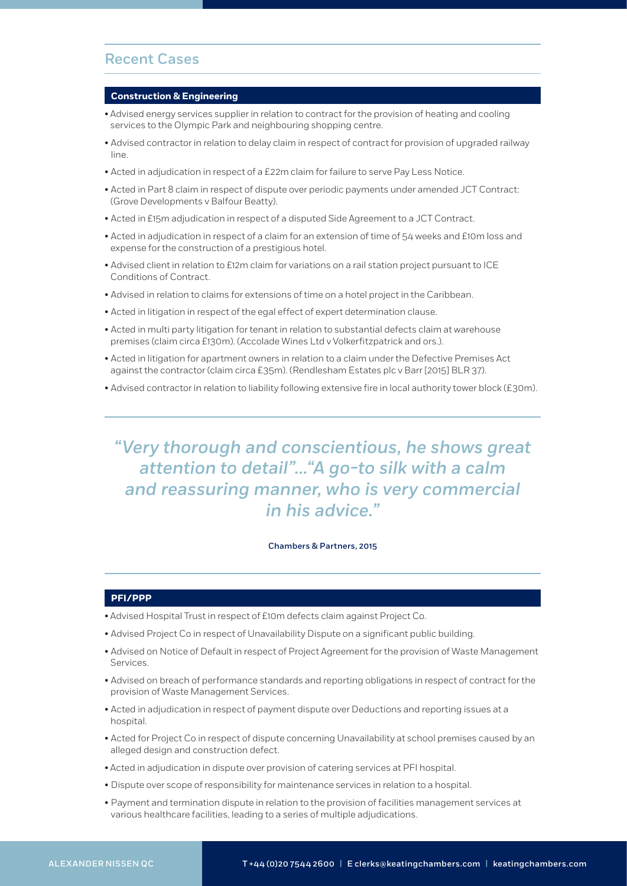## Recent Cases

### Construction & Engineering

- Advised energy services supplier in relation to contract for the provision of heating and cooling services to the Olympic Park and neighbouring shopping centre.
- Advised contractor in relation to delay claim in respect of contract for provision of upgraded railway line.
- Acted in adjudication in respect of a £22m claim for failure to serve Pay Less Notice.
- Acted in Part 8 claim in respect of dispute over periodic payments under amended JCT Contract: (Grove Developments v Balfour Beatty).
- Acted in £15m adjudication in respect of a disputed Side Agreement to a JCT Contract.
- Acted in adjudication in respect of a claim for an extension of time of 54 weeks and £10m loss and expense for the construction of a prestigious hotel.
- Advised client in relation to £12m claim for variations on a rail station project pursuant to ICE Conditions of Contract.
- Advised in relation to claims for extensions of time on a hotel project in the Caribbean.
- Acted in litigation in respect of the egal effect of expert determination clause.
- Acted in multi party litigation for tenant in relation to substantial defects claim at warehouse premises (claim circa £130m). (Accolade Wines Ltd v Volkerfitzpatrick and ors.).
- Acted in litigation for apartment owners in relation to a claim under the Defective Premises Act against the contractor (claim circa £35m). (Rendlesham Estates plc v Barr [2015] BLR 37).
- Advised contractor in relation to liability following extensive fire in local authority tower block (£30m).

> *"Very thorough and conscientious, he shows great attention to detail"..."A go-to silk with a calm and reassuring manner, who is very commercial in his advice."*
>
> Chambers & Partners, 2015

### PFI/PPP

- Advised Hospital Trust in respect of £10m defects claim against Project Co.
- Advised Project Co in respect of Unavailability Dispute on a significant public building.
- Advised on Notice of Default in respect of Project Agreement for the provision of Waste Management Services.
- Advised on breach of performance standards and reporting obligations in respect of contract for the provision of Waste Management Services.
- Acted in adjudication in respect of payment dispute over Deductions and reporting issues at a hospital.
- Acted for Project Co in respect of dispute concerning Unavailability at school premises caused by an alleged design and construction defect.
- Acted in adjudication in dispute over provision of catering services at PFI hospital.
- Dispute over scope of responsibility for maintenance services in relation to a hospital.
- Payment and termination dispute in relation to the provision of facilities management services at various healthcare facilities, leading to a series of multiple adjudications.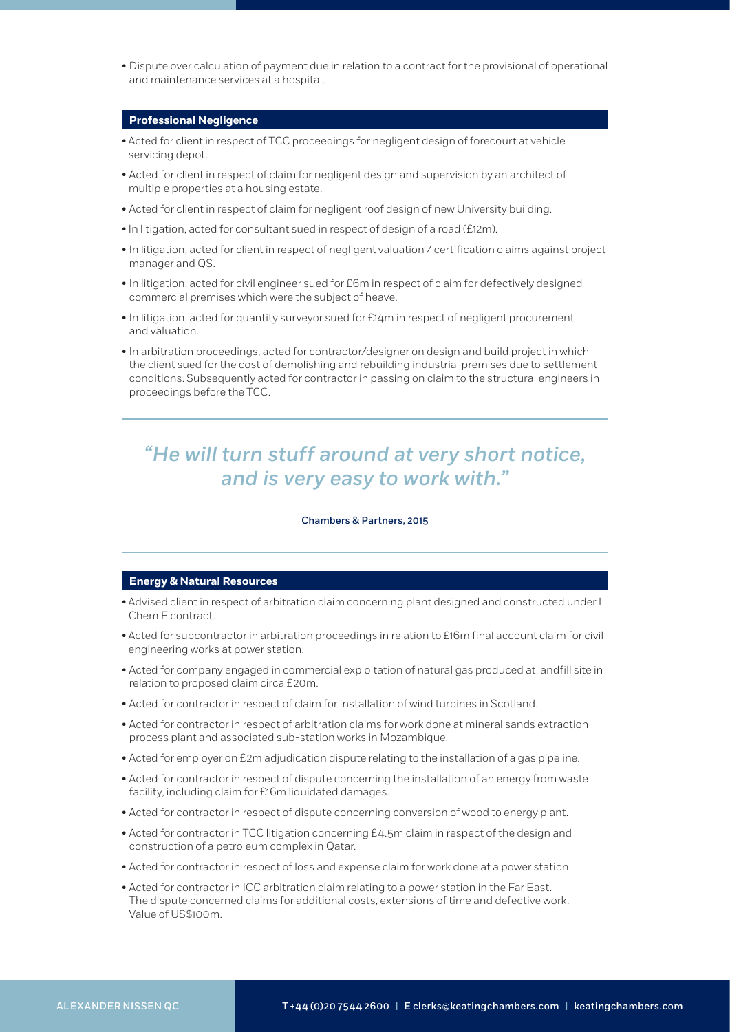- Dispute over calculation of payment due in relation to a contract for the provisional of operational and maintenance services at a hospital.

## Professional Negligence

- Acted for client in respect of TCC proceedings for negligent design of forecourt at vehicle servicing depot.
- Acted for client in respect of claim for negligent design and supervision by an architect of multiple properties at a housing estate.
- Acted for client in respect of claim for negligent roof design of new University building.
- In litigation, acted for consultant sued in respect of design of a road (£12m).
- In litigation, acted for client in respect of negligent valuation / certification claims against project manager and QS.
- In litigation, acted for civil engineer sued for £6m in respect of claim for defectively designed commercial premises which were the subject of heave.
- In litigation, acted for quantity surveyor sued for £14m in respect of negligent procurement and valuation.
- In arbitration proceedings, acted for contractor/designer on design and build project in which the client sued for the cost of demolishing and rebuilding industrial premises due to settlement conditions. Subsequently acted for contractor in passing on claim to the structural engineers in proceedings before the TCC.

> *"He will turn stuff around at very short notice, and is very easy to work with."*
>
> Chambers & Partners, 2015

## Energy & Natural Resources

- Advised client in respect of arbitration claim concerning plant designed and constructed under I Chem E contract.
- Acted for subcontractor in arbitration proceedings in relation to £16m final account claim for civil engineering works at power station.
- Acted for company engaged in commercial exploitation of natural gas produced at landfill site in relation to proposed claim circa £20m.
- Acted for contractor in respect of claim for installation of wind turbines in Scotland.
- Acted for contractor in respect of arbitration claims for work done at mineral sands extraction process plant and associated sub-station works in Mozambique.
- Acted for employer on £2m adjudication dispute relating to the installation of a gas pipeline.
- Acted for contractor in respect of dispute concerning the installation of an energy from waste facility, including claim for £16m liquidated damages.
- Acted for contractor in respect of dispute concerning conversion of wood to energy plant.
- Acted for contractor in TCC litigation concerning £4.5m claim in respect of the design and construction of a petroleum complex in Qatar.
- Acted for contractor in respect of loss and expense claim for work done at a power station.
- Acted for contractor in ICC arbitration claim relating to a power station in the Far East. The dispute concerned claims for additional costs, extensions of time and defective work. Value of US$100m.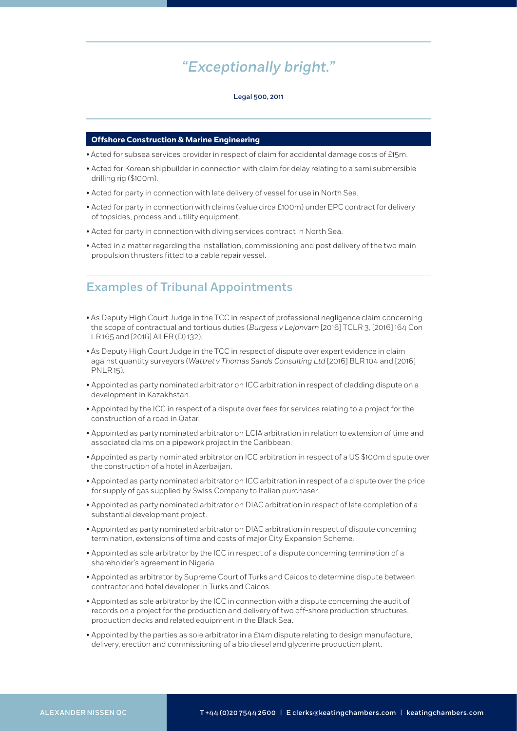*"Exceptionally bright."*

Legal 500, 2011

### Offshore Construction & Marine Engineering

- Acted for subsea services provider in respect of claim for accidental damage costs of £15m.
- Acted for Korean shipbuilder in connection with claim for delay relating to a semi submersible drilling rig ($100m).
- Acted for party in connection with late delivery of vessel for use in North Sea.
- Acted for party in connection with claims (value circa £100m) under EPC contract for delivery of topsides, process and utility equipment.
- Acted for party in connection with diving services contract in North Sea.
- Acted in a matter regarding the installation, commissioning and post delivery of the two main propulsion thrusters fitted to a cable repair vessel.

## Examples of Tribunal Appointments

- As Deputy High Court Judge in the TCC in respect of professional negligence claim concerning the scope of contractual and tortious duties (*Burgess v Lejonvarn* [2016] TCLR 3, [2016] 164 Con LR 165 and [2016] All ER (D) 132).
- As Deputy High Court Judge in the TCC in respect of dispute over expert evidence in claim against quantity surveyors (*Wattret v Thomas Sands Consulting Ltd* [2016] BLR 104 and [2016] PNLR 15).
- Appointed as party nominated arbitrator on ICC arbitration in respect of cladding dispute on a development in Kazakhstan.
- Appointed by the ICC in respect of a dispute over fees for services relating to a project for the construction of a road in Qatar.
- Appointed as party nominated arbitrator on LCIA arbitration in relation to extension of time and associated claims on a pipework project in the Caribbean.
- Appointed as party nominated arbitrator on ICC arbitration in respect of a US $100m dispute over the construction of a hotel in Azerbaijan.
- Appointed as party nominated arbitrator on ICC arbitration in respect of a dispute over the price for supply of gas supplied by Swiss Company to Italian purchaser.
- Appointed as party nominated arbitrator on DIAC arbitration in respect of late completion of a substantial development project.
- Appointed as party nominated arbitrator on DIAC arbitration in respect of dispute concerning termination, extensions of time and costs of major City Expansion Scheme.
- Appointed as sole arbitrator by the ICC in respect of a dispute concerning termination of a shareholder's agreement in Nigeria.
- Appointed as arbitrator by Supreme Court of Turks and Caicos to determine dispute between contractor and hotel developer in Turks and Caicos.
- Appointed as sole arbitrator by the ICC in connection with a dispute concerning the audit of records on a project for the production and delivery of two off-shore production structures, production decks and related equipment in the Black Sea.
- Appointed by the parties as sole arbitrator in a £14m dispute relating to design manufacture, delivery, erection and commissioning of a bio diesel and glycerine production plant.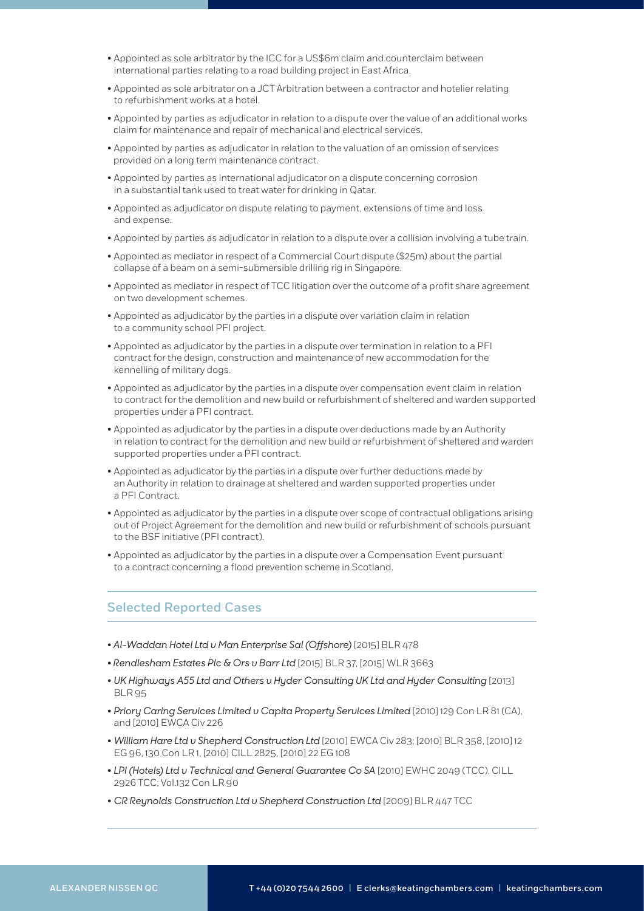- Appointed as sole arbitrator by the ICC for a US$6m claim and counterclaim between international parties relating to a road building project in East Africa.
- Appointed as sole arbitrator on a JCT Arbitration between a contractor and hotelier relating to refurbishment works at a hotel.
- Appointed by parties as adjudicator in relation to a dispute over the value of an additional works claim for maintenance and repair of mechanical and electrical services.
- Appointed by parties as adjudicator in relation to the valuation of an omission of services provided on a long term maintenance contract.
- Appointed by parties as international adjudicator on a dispute concerning corrosion in a substantial tank used to treat water for drinking in Qatar.
- Appointed as adjudicator on dispute relating to payment, extensions of time and loss and expense.
- Appointed by parties as adjudicator in relation to a dispute over a collision involving a tube train.
- Appointed as mediator in respect of a Commercial Court dispute ($25m) about the partial collapse of a beam on a semi-submersible drilling rig in Singapore.
- Appointed as mediator in respect of TCC litigation over the outcome of a profit share agreement on two development schemes.
- Appointed as adjudicator by the parties in a dispute over variation claim in relation to a community school PFI project.
- Appointed as adjudicator by the parties in a dispute over termination in relation to a PFI contract for the design, construction and maintenance of new accommodation for the kennelling of military dogs.
- Appointed as adjudicator by the parties in a dispute over compensation event claim in relation to contract for the demolition and new build or refurbishment of sheltered and warden supported properties under a PFI contract.
- Appointed as adjudicator by the parties in a dispute over deductions made by an Authority in relation to contract for the demolition and new build or refurbishment of sheltered and warden supported properties under a PFI contract.
- Appointed as adjudicator by the parties in a dispute over further deductions made by an Authority in relation to drainage at sheltered and warden supported properties under a PFI Contract.
- Appointed as adjudicator by the parties in a dispute over scope of contractual obligations arising out of Project Agreement for the demolition and new build or refurbishment of schools pursuant to the BSF initiative (PFI contract).
- Appointed as adjudicator by the parties in a dispute over a Compensation Event pursuant to a contract concerning a flood prevention scheme in Scotland.

## Selected Reported Cases

- *Al-Waddan Hotel Ltd v Man Enterprise Sal (Offshore)* [2015] BLR 478
- *Rendlesham Estates Plc & Ors v Barr Ltd* [2015] BLR 37, [2015] WLR 3663
- *UK Highways A55 Ltd and Others v Hyder Consulting UK Ltd and Hyder Consulting* [2013] BLR 95
- *Priory Caring Services Limited v Capita Property Services Limited* [2010] 129 Con LR 81 (CA), and [2010] EWCA Civ 226
- *William Hare Ltd v Shepherd Construction Ltd* [2010] EWCA Civ 283; [2010] BLR 358, [2010] 12 EG 96, 130 Con LR 1, [2010] CILL 2825, [2010] 22 EG 108
- *LPI (Hotels) Ltd v Technical and General Guarantee Co SA* [2010] EWHC 2049 (TCC), CILL 2926 TCC; Vol.132 Con LR 90
- *CR Reynolds Construction Ltd v Shepherd Construction Ltd* [2009] BLR 447 TCC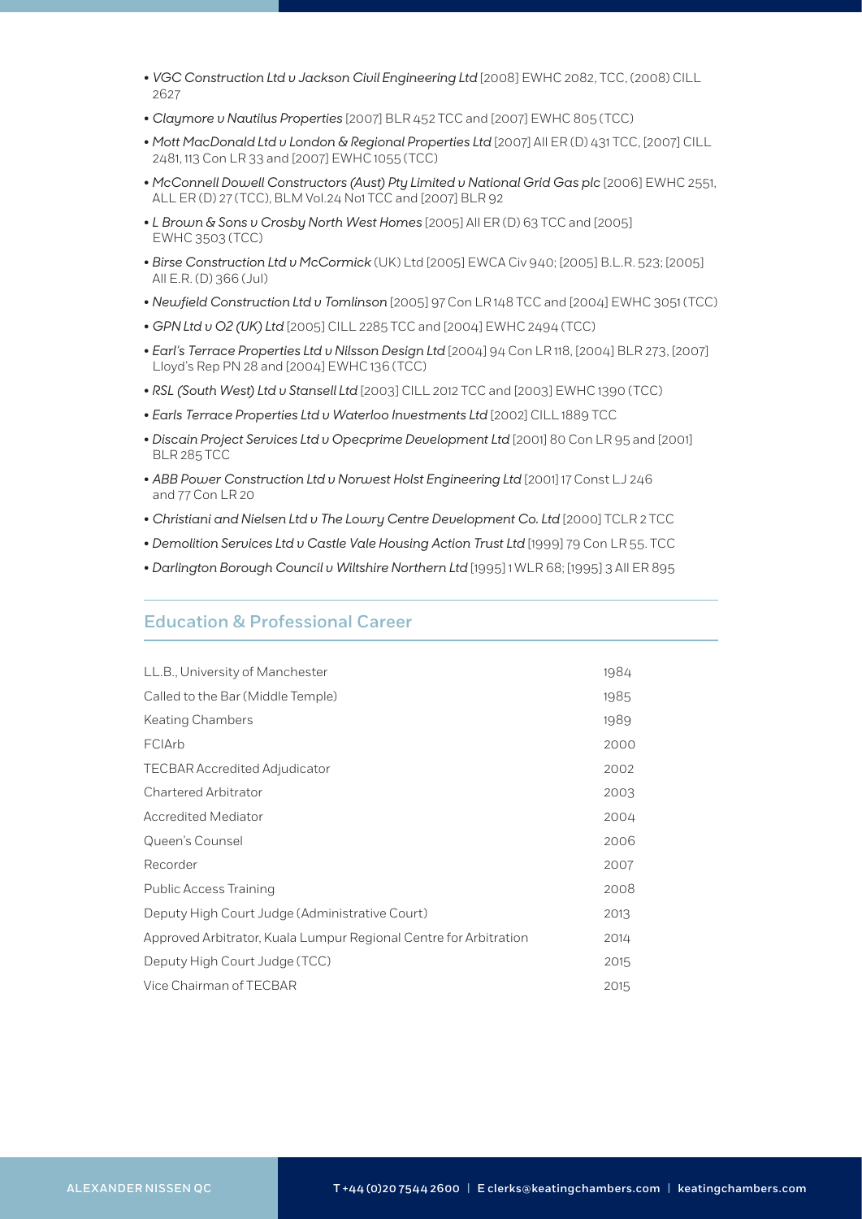- *VGC Construction Ltd v Jackson Civil Engineering Ltd* [2008] EWHC 2082, TCC, (2008) CILL 2627
- *Claymore v Nautilus Properties* [2007] BLR 452 TCC and [2007] EWHC 805 (TCC)
- *Mott MacDonald Ltd v London & Regional Properties Ltd* [2007] All ER (D) 431 TCC, [2007] CILL 2481, 113 Con LR 33 and [2007] EWHC 1055 (TCC)
- *McConnell Dowell Constructors (Aust) Pty Limited v National Grid Gas plc* [2006] EWHC 2551, ALL ER (D) 27 (TCC), BLM Vol.24 No1 TCC and [2007] BLR 92
- *L Brown & Sons v Crosby North West Homes* [2005] All ER (D) 63 TCC and [2005] EWHC 3503 (TCC)
- *Birse Construction Ltd v McCormick* (UK) Ltd [2005] EWCA Civ 940; [2005] B.L.R. 523; [2005] All E.R. (D) 366 (Jul)
- *Newfield Construction Ltd v Tomlinson* [2005] 97 Con LR 148 TCC and [2004] EWHC 3051 (TCC)
- *GPN Ltd v O2 (UK) Ltd* [2005] CILL 2285 TCC and [2004] EWHC 2494 (TCC)
- *Earl's Terrace Properties Ltd v Nilsson Design Ltd* [2004] 94 Con LR 118, [2004] BLR 273, [2007] Lloyd's Rep PN 28 and [2004] EWHC 136 (TCC)
- *RSL (South West) Ltd v Stansell Ltd* [2003] CILL 2012 TCC and [2003] EWHC 1390 (TCC)
- *Earls Terrace Properties Ltd v Waterloo Investments Ltd* [2002] CILL 1889 TCC
- *Discain Project Services Ltd v Opecprime Development Ltd* [2001] 80 Con LR 95 and [2001] BLR 285 TCC
- *ABB Power Construction Ltd v Norwest Holst Engineering Ltd* [2001] 17 Const LJ 246 and 77 Con LR 20
- *Christiani and Nielsen Ltd v The Lowry Centre Development Co. Ltd* [2000] TCLR 2 TCC
- *Demolition Services Ltd v Castle Vale Housing Action Trust Ltd* [1999] 79 Con LR 55. TCC
- *Darlington Borough Council v Wiltshire Northern Ltd* [1995] 1 WLR 68; [1995] 3 All ER 895

## Education & Professional Career

| | |
|---|---|
| LL.B., University of Manchester | 1984 |
| Called to the Bar (Middle Temple) | 1985 |
| Keating Chambers | 1989 |
| FCIArb | 2000 |
| TECBAR Accredited Adjudicator | 2002 |
| Chartered Arbitrator | 2003 |
| Accredited Mediator | 2004 |
| Queen's Counsel | 2006 |
| Recorder | 2007 |
| Public Access Training | 2008 |
| Deputy High Court Judge (Administrative Court) | 2013 |
| Approved Arbitrator, Kuala Lumpur Regional Centre for Arbitration | 2014 |
| Deputy High Court Judge (TCC) | 2015 |
| Vice Chairman of TECBAR | 2015 |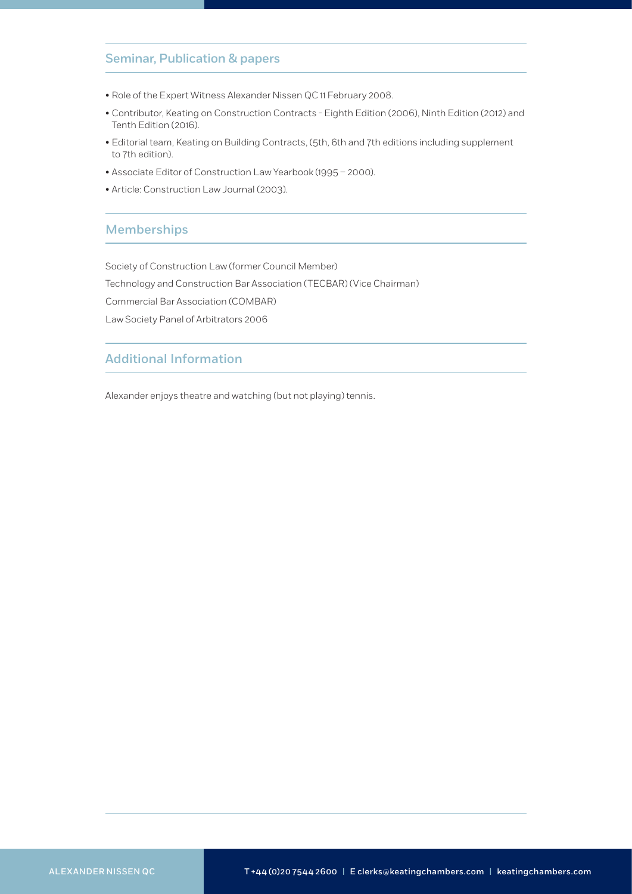## Seminar, Publication & papers

- Role of the Expert Witness Alexander Nissen QC 11 February 2008.
- Contributor, Keating on Construction Contracts - Eighth Edition (2006), Ninth Edition (2012) and Tenth Edition (2016).
- Editorial team, Keating on Building Contracts, (5th, 6th and 7th editions including supplement to 7th edition).
- Associate Editor of Construction Law Yearbook (1995 – 2000).
- Article: Construction Law Journal (2003).

## Memberships

Society of Construction Law (former Council Member)

Technology and Construction Bar Association (TECBAR) (Vice Chairman)

Commercial Bar Association (COMBAR)

Law Society Panel of Arbitrators 2006

## Additional Information

Alexander enjoys theatre and watching (but not playing) tennis.